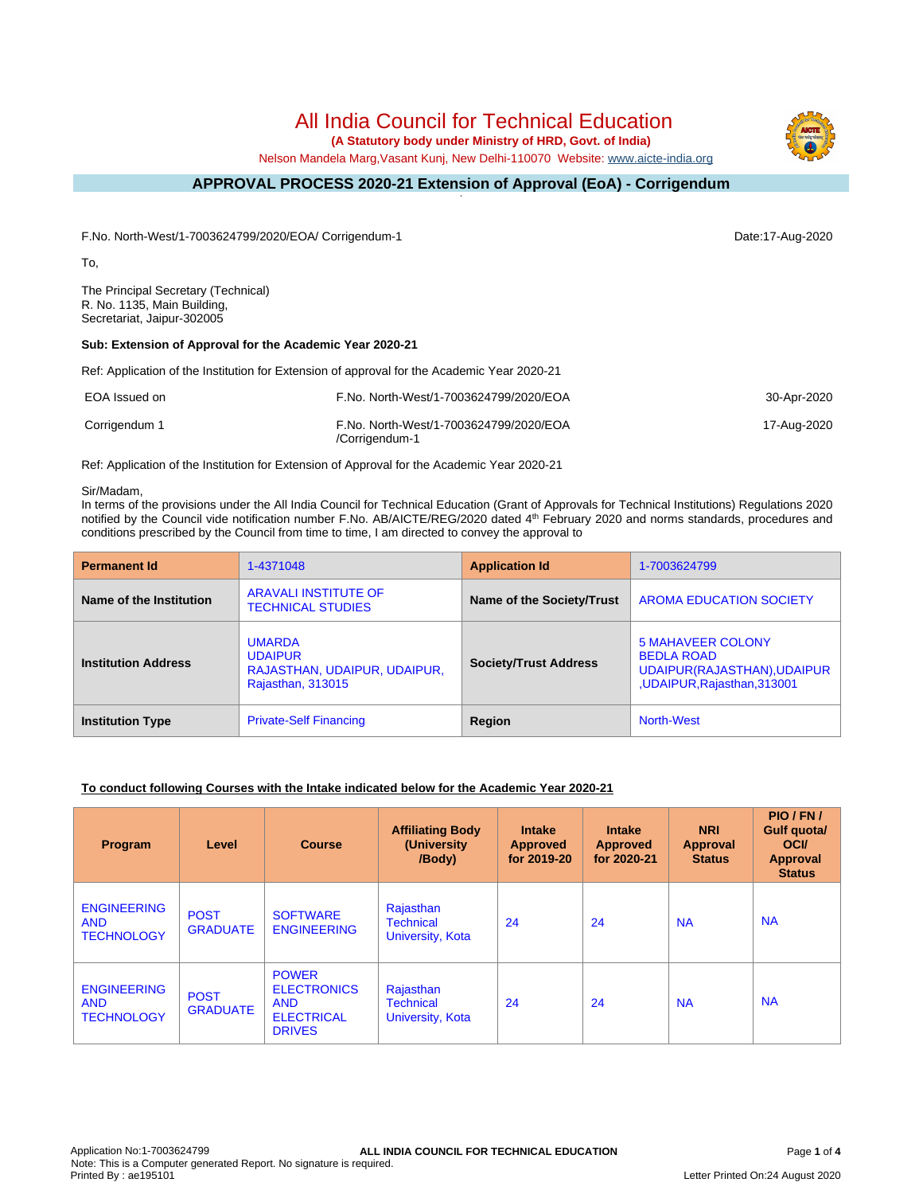# All India Council for Technical Education

**(A Statutory body under Ministry of HRD, Govt. of India)**

Nelson Mandela Marg,Vasant Kunj, New Delhi-110070 Website: www.aicte-india.org

## APPROVAL PROCESS 2020-21 Extension of Approval (EoA) - Corrigendum

F.No. North-West/1-7003624799/2020/EOA/ Corrigendum-1 Date:17-Aug-2020

To,

The Principal Secretary (Technical)
R. No. 1135, Main Building,
Secretariat, Jaipur-302005

**Sub: Extension of Approval for the Academic Year 2020-21**

Ref: Application of the Institution for Extension of approval for the Academic Year 2020-21

| | | |
|---|---|---|
| EOA Issued on | F.No. North-West/1-7003624799/2020/EOA | 30-Apr-2020 |
| Corrigendum 1 | F.No. North-West/1-7003624799/2020/EOA /Corrigendum-1 | 17-Aug-2020 |

Ref: Application of the Institution for Extension of Approval for the Academic Year 2020-21

Sir/Madam,

In terms of the provisions under the All India Council for Technical Education (Grant of Approvals for Technical Institutions) Regulations 2020 notified by the Council vide notification number F.No. AB/AICTE/REG/2020 dated 4th February 2020 and norms standards, procedures and conditions prescribed by the Council from time to time, I am directed to convey the approval to

| **Permanent Id** | 1-4371048 | **Application Id** | 1-7003624799 |
|---|---|---|---|
| **Name of the Institution** | ARAVALI INSTITUTE OF TECHNICAL STUDIES | **Name of the Society/Trust** | AROMA EDUCATION SOCIETY |
| **Institution Address** | UMARDA UDAIPUR RAJASTHAN, UDAIPUR, UDAIPUR, Rajasthan, 313015 | **Society/Trust Address** | 5 MAHAVEER COLONY BEDLA ROAD UDAIPUR(RAJASTHAN),UDAIPUR ,UDAIPUR,Rajasthan,313001 |
| **Institution Type** | Private-Self Financing | **Region** | North-West |

**To conduct following Courses with the Intake indicated below for the Academic Year 2020-21**

| Program | Level | Course | Affiliating Body (University /Body) | Intake Approved for 2019-20 | Intake Approved for 2020-21 | NRI Approval Status | PIO / FN / Gulf quota/ OCI/ Approval Status |
|---|---|---|---|---|---|---|---|
| ENGINEERING AND TECHNOLOGY | POST GRADUATE | SOFTWARE ENGINEERING | Rajasthan Technical University, Kota | 24 | 24 | NA | NA |
| ENGINEERING AND TECHNOLOGY | POST GRADUATE | POWER ELECTRONICS AND ELECTRICAL DRIVES | Rajasthan Technical University, Kota | 24 | 24 | NA | NA |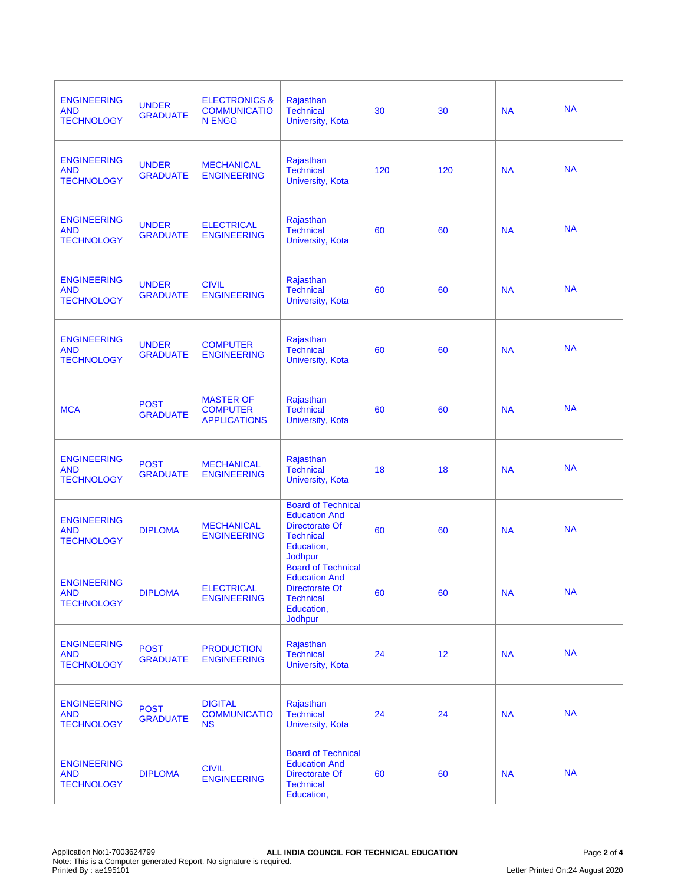| | | | | | | | |
|---|---|---|---|---|---|---|---|
| ENGINEERING AND TECHNOLOGY | UNDER GRADUATE | ELECTRONICS & COMMUNICATION ENGG | Rajasthan Technical University, Kota | 30 | 30 | NA | NA |
| ENGINEERING AND TECHNOLOGY | UNDER GRADUATE | MECHANICAL ENGINEERING | Rajasthan Technical University, Kota | 120 | 120 | NA | NA |
| ENGINEERING AND TECHNOLOGY | UNDER GRADUATE | ELECTRICAL ENGINEERING | Rajasthan Technical University, Kota | 60 | 60 | NA | NA |
| ENGINEERING AND TECHNOLOGY | UNDER GRADUATE | CIVIL ENGINEERING | Rajasthan Technical University, Kota | 60 | 60 | NA | NA |
| ENGINEERING AND TECHNOLOGY | UNDER GRADUATE | COMPUTER ENGINEERING | Rajasthan Technical University, Kota | 60 | 60 | NA | NA |
| MCA | POST GRADUATE | MASTER OF COMPUTER APPLICATIONS | Rajasthan Technical University, Kota | 60 | 60 | NA | NA |
| ENGINEERING AND TECHNOLOGY | POST GRADUATE | MECHANICAL ENGINEERING | Rajasthan Technical University, Kota | 18 | 18 | NA | NA |
| ENGINEERING AND TECHNOLOGY | DIPLOMA | MECHANICAL ENGINEERING | Board of Technical Education And Directorate Of Technical Education, Jodhpur | 60 | 60 | NA | NA |
| ENGINEERING AND TECHNOLOGY | DIPLOMA | ELECTRICAL ENGINEERING | Board of Technical Education And Directorate Of Technical Education, Jodhpur | 60 | 60 | NA | NA |
| ENGINEERING AND TECHNOLOGY | POST GRADUATE | PRODUCTION ENGINEERING | Rajasthan Technical University, Kota | 24 | 12 | NA | NA |
| ENGINEERING AND TECHNOLOGY | POST GRADUATE | DIGITAL COMMUNICATIONS | Rajasthan Technical University, Kota | 24 | 24 | NA | NA |
| ENGINEERING AND TECHNOLOGY | DIPLOMA | CIVIL ENGINEERING | Board of Technical Education And Directorate Of Technical Education, | 60 | 60 | NA | NA |

Application No:1-7003624799
Note: This is a Computer generated Report. No signature is required.
Printed By : ae195101

ALL INDIA COUNCIL FOR TECHNICAL EDUCATION

Letter Printed On:24 August 2020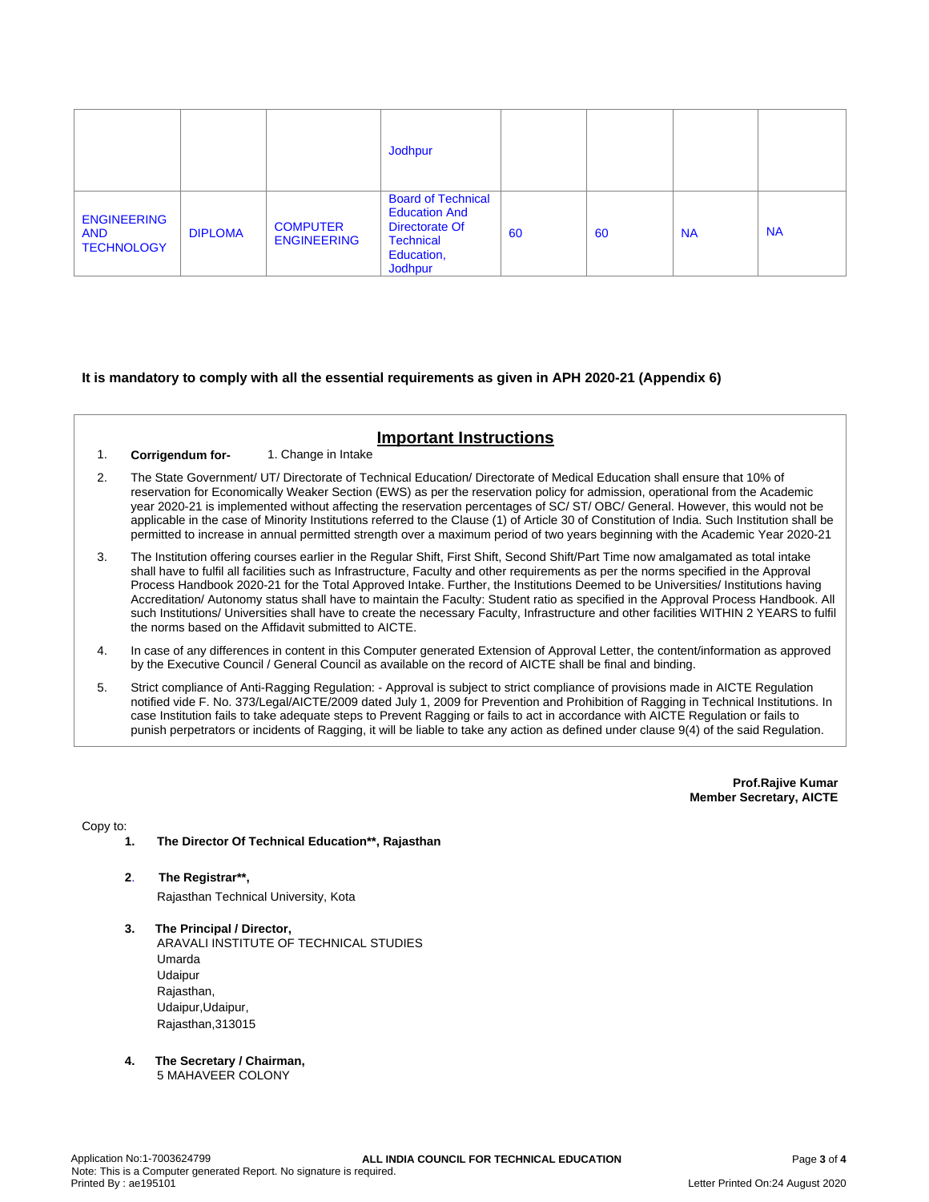|  |  |  | Jodhpur |  |  |  |  |
|---|---|---|---|---|---|---|---|
| ENGINEERING AND TECHNOLOGY | DIPLOMA | COMPUTER ENGINEERING | Board of Technical Education And Directorate Of Technical Education, Jodhpur | 60 | 60 | NA | NA |

**It is mandatory to comply with all the essential requirements as given in APH 2020-21 (Appendix 6)**

## Important Instructions

1. **Corrigendum for-** 1. Change in Intake
2. The State Government/ UT/ Directorate of Technical Education/ Directorate of Medical Education shall ensure that 10% of reservation for Economically Weaker Section (EWS) as per the reservation policy for admission, operational from the Academic year 2020-21 is implemented without affecting the reservation percentages of SC/ ST/ OBC/ General. However, this would not be applicable in the case of Minority Institutions referred to the Clause (1) of Article 30 of Constitution of India. Such Institution shall be permitted to increase in annual permitted strength over a maximum period of two years beginning with the Academic Year 2020-21
3. The Institution offering courses earlier in the Regular Shift, First Shift, Second Shift/Part Time now amalgamated as total intake shall have to fulfil all facilities such as Infrastructure, Faculty and other requirements as per the norms specified in the Approval Process Handbook 2020-21 for the Total Approved Intake. Further, the Institutions Deemed to be Universities/ Institutions having Accreditation/ Autonomy status shall have to maintain the Faculty: Student ratio as specified in the Approval Process Handbook. All such Institutions/ Universities shall have to create the necessary Faculty, Infrastructure and other facilities WITHIN 2 YEARS to fulfil the norms based on the Affidavit submitted to AICTE.
4. In case of any differences in content in this Computer generated Extension of Approval Letter, the content/information as approved by the Executive Council / General Council as available on the record of AICTE shall be final and binding.
5. Strict compliance of Anti-Ragging Regulation: - Approval is subject to strict compliance of provisions made in AICTE Regulation notified vide F. No. 373/Legal/AICTE/2009 dated July 1, 2009 for Prevention and Prohibition of Ragging in Technical Institutions. In case Institution fails to take adequate steps to Prevent Ragging or fails to act in accordance with AICTE Regulation or fails to punish perpetrators or incidents of Ragging, it will be liable to take any action as defined under clause 9(4) of the said Regulation.

**Prof.Rajive Kumar**
**Member Secretary, AICTE**

Copy to:

1. **The Director Of Technical Education**, Rajasthan**

2. **The Registrar**,**
   Rajasthan Technical University, Kota

3. **The Principal / Director,**
   ARAVALI INSTITUTE OF TECHNICAL STUDIES
   Umarda
   Udaipur
   Rajasthan,
   Udaipur,Udaipur,
   Rajasthan,313015

4. **The Secretary / Chairman,**
   5 MAHAVEER COLONY

Application No:1-7003624799
Note: This is a Computer generated Report. No signature is required.
Printed By : ae195101
Letter Printed On:24 August 2020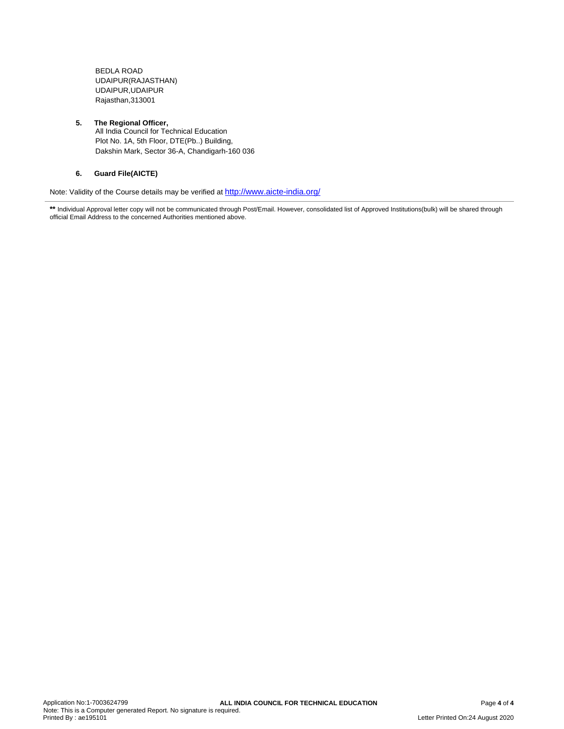BEDLA ROAD
UDAIPUR(RAJASTHAN)
UDAIPUR,UDAIPUR
Rajasthan,313001

5. **The Regional Officer,**
All India Council for Technical Education
Plot No. 1A, 5th Floor, DTE(Pb..) Building,
Dakshin Mark, Sector 36-A, Chandigarh-160 036

6. **Guard File(AICTE)**

Note: Validity of the Course details may be verified at http://www.aicte-india.org/

---

**\*\*** Individual Approval letter copy will not be communicated through Post/Email. However, consolidated list of Approved Institutions(bulk) will be shared through official Email Address to the concerned Authorities mentioned above.

Application No:1-7003624799
Note: This is a Computer generated Report. No signature is required.
Printed By : ae195101

Letter Printed On:24 August 2020